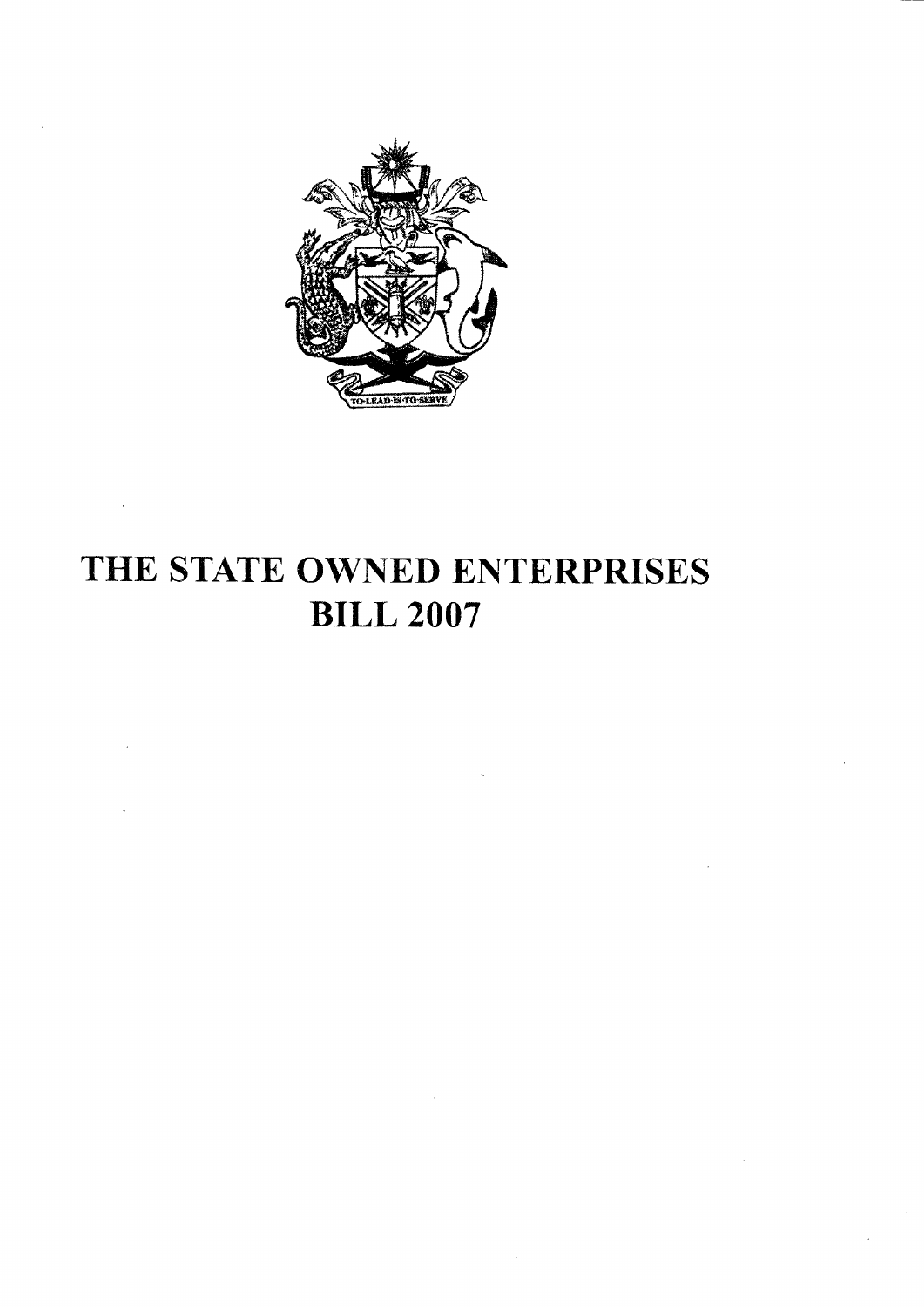# THE STATE OWNED ENTERPRISES BILL 2007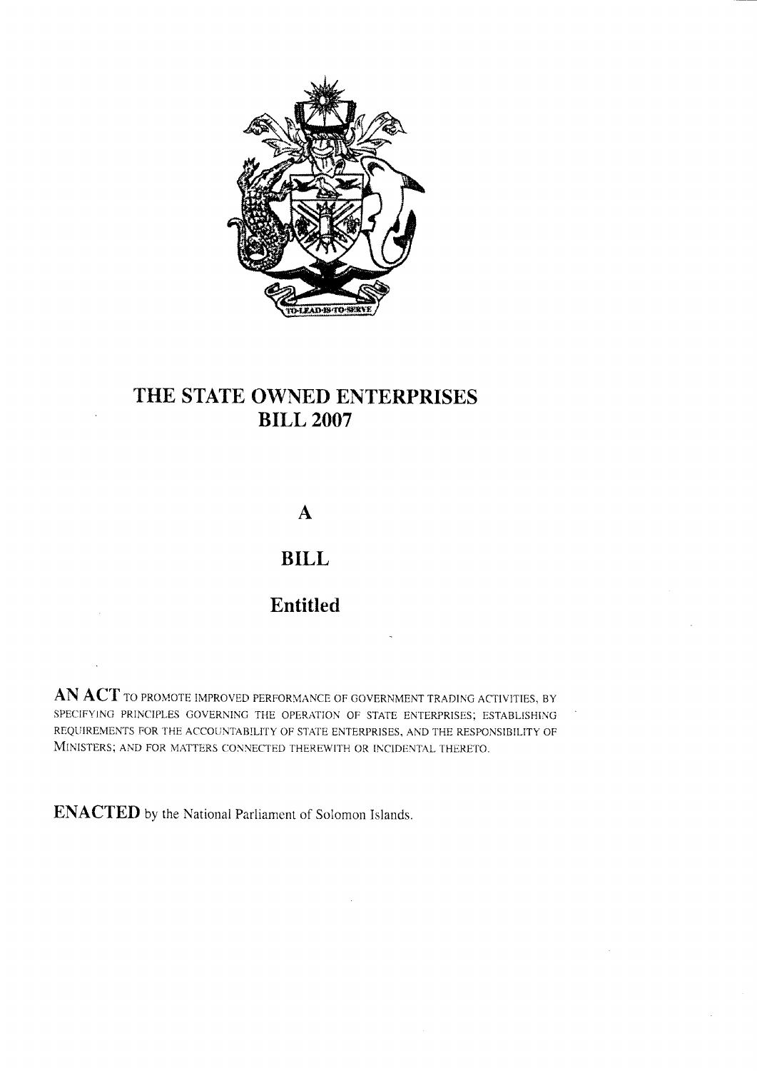# THE STATE OWNED ENTERPRISES BILL 2007

## A

## BILL

## Entitled

**AN ACT** TO PROMOTE IMPROVED PERFORMANCE OF GOVERNMENT TRADING ACTIVITIES, BY SPECIFYING PRINCIPLES GOVERNING THE OPERATION OF STATE ENTERPRISES; ESTABLISHING REQUIREMENTS FOR THE ACCOUNTABILITY OF STATE ENTERPRISES, AND THE RESPONSIBILITY OF MINISTERS; AND FOR MATTERS CONNECTED THEREWITH OR INCIDENTAL THERETO.

**ENACTED** by the National Parliament of Solomon Islands.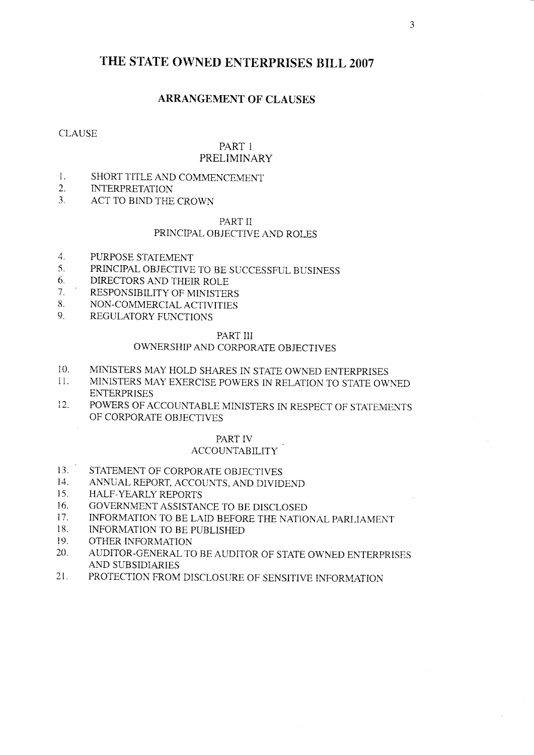# THE STATE OWNED ENTERPRISES BILL 2007

## ARRANGEMENT OF CLAUSES

CLAUSE

### PART 1
### PRELIMINARY

1. SHORT TITLE AND COMMENCEMENT
2. INTERPRETATION
3. ACT TO BIND THE CROWN

### PART II
### PRINCIPAL OBJECTIVE AND ROLES

4. PURPOSE STATEMENT
5. PRINCIPAL OBJECTIVE TO BE SUCCESSFUL BUSINESS
6. DIRECTORS AND THEIR ROLE
7. RESPONSIBILITY OF MINISTERS
8. NON-COMMERCIAL ACTIVITIES
9. REGULATORY FUNCTIONS

### PART III
### OWNERSHIP AND CORPORATE OBJECTIVES

10. MINISTERS MAY HOLD SHARES IN STATE OWNED ENTERPRISES
11. MINISTERS MAY EXERCISE POWERS IN RELATION TO STATE OWNED ENTERPRISES
12. POWERS OF ACCOUNTABLE MINISTERS IN RESPECT OF STATEMENTS OF CORPORATE OBJECTIVES

### PART IV
### ACCOUNTABILITY

13. STATEMENT OF CORPORATE OBJECTIVES
14. ANNUAL REPORT, ACCOUNTS, AND DIVIDEND
15. HALF-YEARLY REPORTS
16. GOVERNMENT ASSISTANCE TO BE DISCLOSED
17. INFORMATION TO BE LAID BEFORE THE NATIONAL PARLIAMENT
18. INFORMATION TO BE PUBLISHED
19. OTHER INFORMATION
20. AUDITOR-GENERAL TO BE AUDITOR OF STATE OWNED ENTERPRISES AND SUBSIDIARIES
21. PROTECTION FROM DISCLOSURE OF SENSITIVE INFORMATION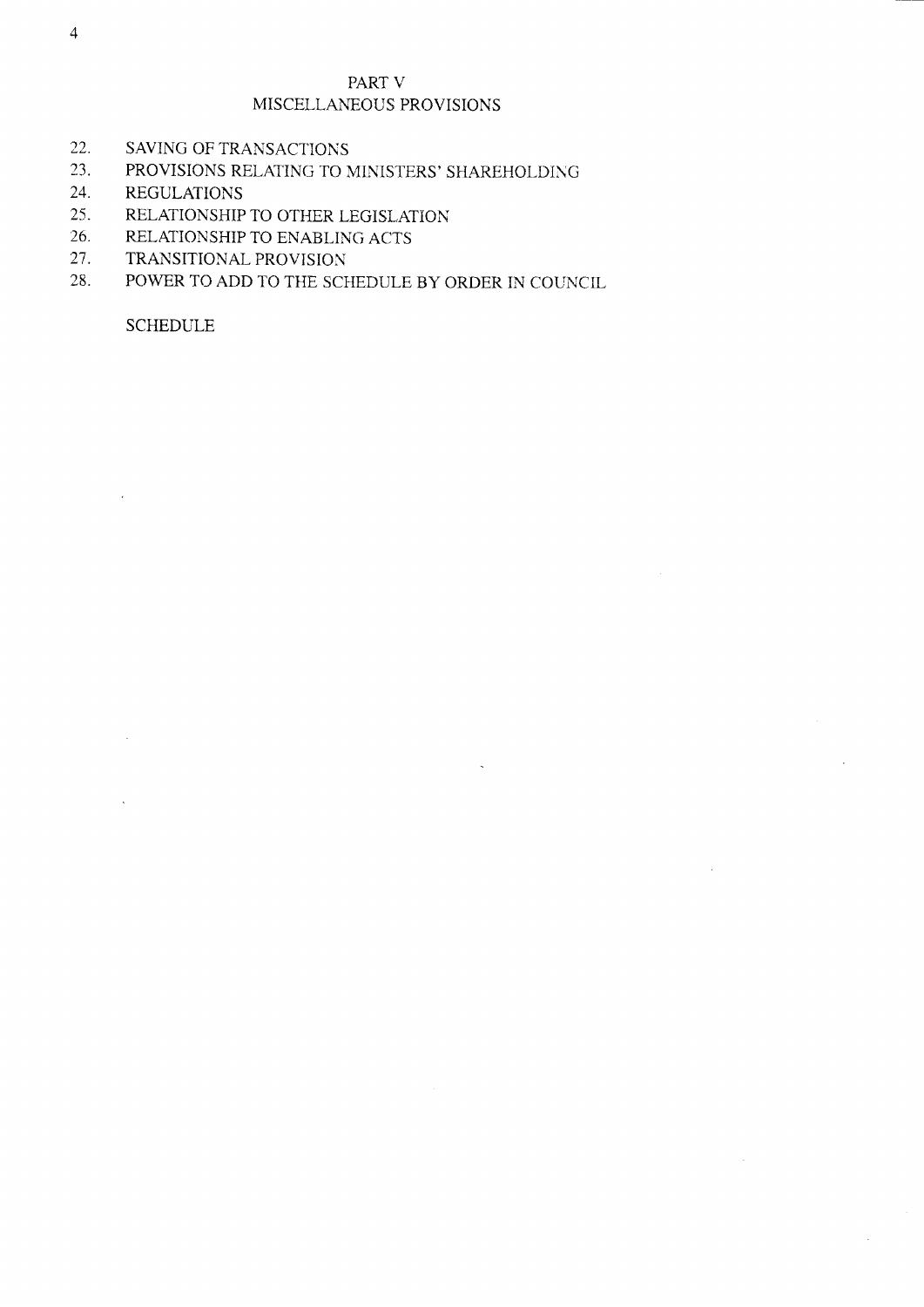## PART V
## MISCELLANEOUS PROVISIONS

22. SAVING OF TRANSACTIONS
23. PROVISIONS RELATING TO MINISTERS' SHAREHOLDING
24. REGULATIONS
25. RELATIONSHIP TO OTHER LEGISLATION
26. RELATIONSHIP TO ENABLING ACTS
27. TRANSITIONAL PROVISION
28. POWER TO ADD TO THE SCHEDULE BY ORDER IN COUNCIL

SCHEDULE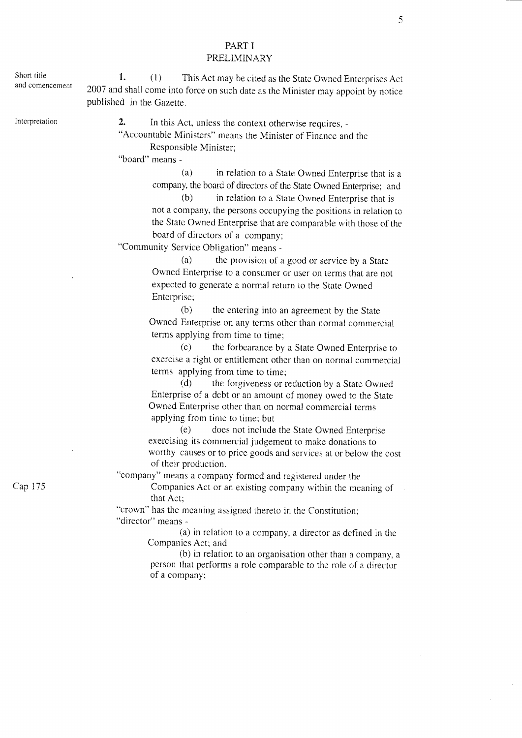## PART I
## PRELIMINARY

Short title and comencement

**1.** (1) This Act may be cited as the State Owned Enterprises Act 2007 and shall come into force on such date as the Minister may appoint by notice published in the Gazette.

Interpretation

**2.** In this Act, unless the context otherwise requires, -

"Accountable Ministers" means the Minister of Finance and the Responsible Minister;

"board" means -

(a) in relation to a State Owned Enterprise that is a company, the board of directors of the State Owned Enterprise; and

(b) in relation to a State Owned Enterprise that is not a company, the persons occupying the positions in relation to the State Owned Enterprise that are comparable with those of the board of directors of a company;

"Community Service Obligation" means -

(a) the provision of a good or service by a State Owned Enterprise to a consumer or user on terms that are not expected to generate a normal return to the State Owned Enterprise;

(b) the entering into an agreement by the State Owned Enterprise on any terms other than normal commercial terms applying from time to time;

(c) the forbearance by a State Owned Enterprise to exercise a right or entitlement other than on normal commercial terms applying from time to time;

(d) the forgiveness or reduction by a State Owned Enterprise of a debt or an amount of money owed to the State Owned Enterprise other than on normal commercial terms applying from time to time; but

(e) does not include the State Owned Enterprise exercising its commercial judgement to make donations to worthy causes or to price goods and services at or below the cost of their production.

"company" means a company formed and registered under the Companies Act or an existing company within the meaning of that Act;

Cap 175

"crown" has the meaning assigned thereto in the Constitution;

"director" means -

(a) in relation to a company, a director as defined in the Companies Act; and

(b) in relation to an organisation other than a company, a person that performs a role comparable to the role of a director of a company;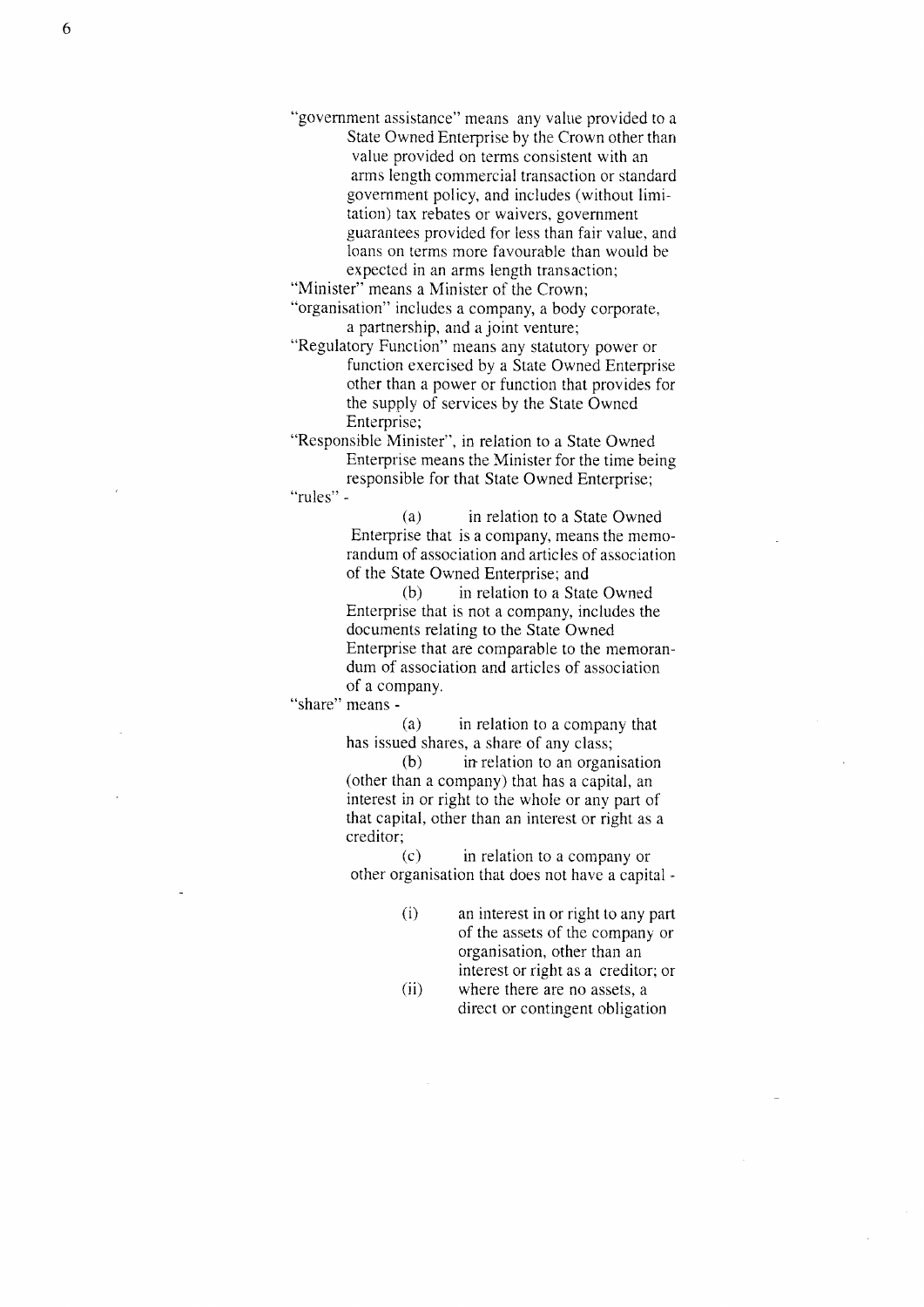"government assistance" means any value provided to a State Owned Enterprise by the Crown other than value provided on terms consistent with an arms length commercial transaction or standard government policy, and includes (without limitation) tax rebates or waivers, government guarantees provided for less than fair value, and loans on terms more favourable than would be expected in an arms length transaction;

"Minister" means a Minister of the Crown;

"organisation" includes a company, a body corporate, a partnership, and a joint venture;

"Regulatory Function" means any statutory power or function exercised by a State Owned Enterprise other than a power or function that provides for the supply of services by the State Owned Enterprise;

"Responsible Minister", in relation to a State Owned Enterprise means the Minister for the time being responsible for that State Owned Enterprise;

"rules" -

(a) in relation to a State Owned Enterprise that is a company, means the memorandum of association and articles of association of the State Owned Enterprise; and

(b) in relation to a State Owned Enterprise that is not a company, includes the documents relating to the State Owned Enterprise that are comparable to the memorandum of association and articles of association of a company.

"share" means -

(a) in relation to a company that has issued shares, a share of any class;

(b) in relation to an organisation (other than a company) that has a capital, an interest in or right to the whole or any part of that capital, other than an interest or right as a creditor;

(c) in relation to a company or other organisation that does not have a capital -

(i) an interest in or right to any part of the assets of the company or organisation, other than an interest or right as a creditor; or

(ii) where there are no assets, a direct or contingent obligation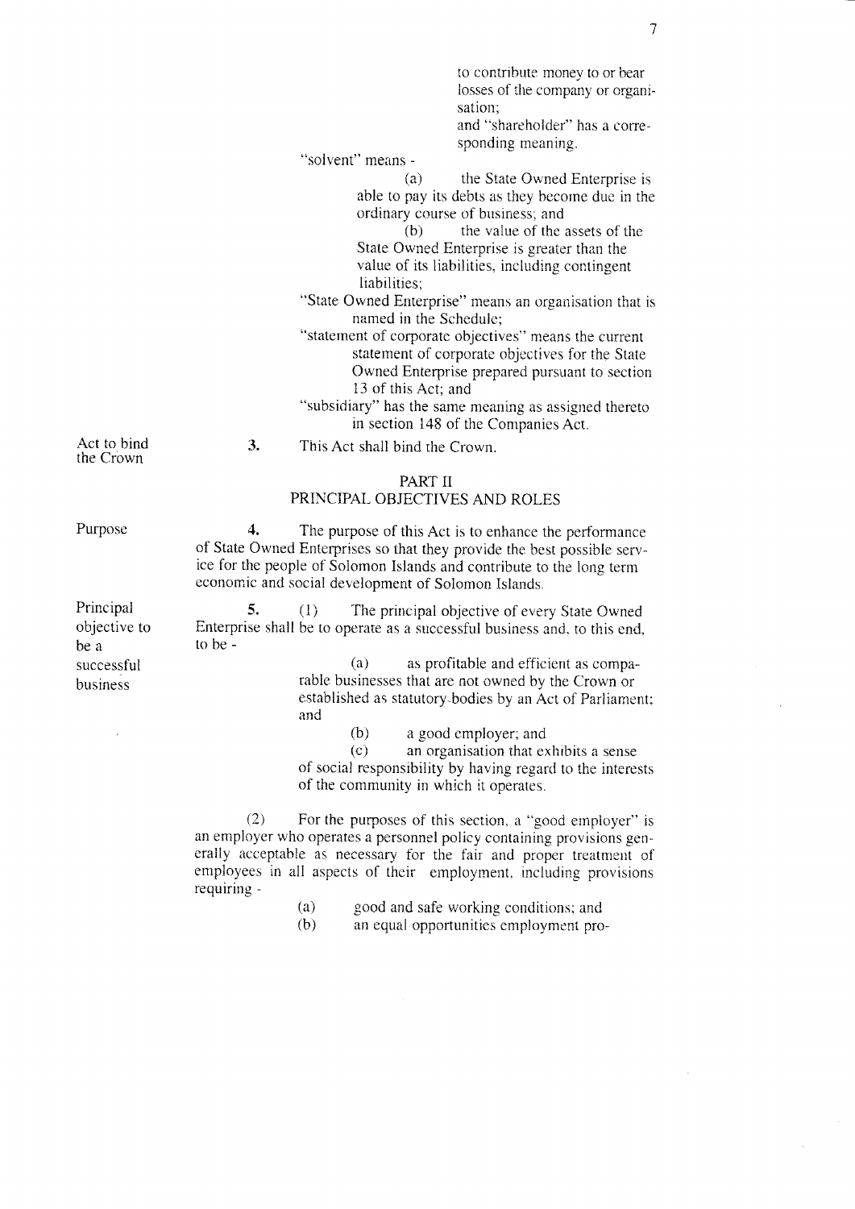to contribute money to or bear losses of the company or organisation;

and "shareholder" has a corresponding meaning.

"solvent" means -

(a) the State Owned Enterprise is able to pay its debts as they become due in the ordinary course of business; and

(b) the value of the assets of the State Owned Enterprise is greater than the value of its liabilities, including contingent liabilities;

"State Owned Enterprise" means an organisation that is named in the Schedule;

"statement of corporate objectives" means the current statement of corporate objectives for the State Owned Enterprise prepared pursuant to section 13 of this Act; and

"subsidiary" has the same meaning as assigned thereto in section 148 of the Companies Act.

Act to bind the Crown

**3.** This Act shall bind the Crown.

## PART II
## PRINCIPAL OBJECTIVES AND ROLES

Purpose

**4.** The purpose of this Act is to enhance the performance of State Owned Enterprises so that they provide the best possible service for the people of Solomon Islands and contribute to the long term economic and social development of Solomon Islands.

Principal objective to be a successful business

**5.** (1) The principal objective of every State Owned Enterprise shall be to operate as a successful business and, to this end, to be -

(a) as profitable and efficient as comparable businesses that are not owned by the Crown or established as statutory bodies by an Act of Parliament; and

(b) a good employer; and

(c) an organisation that exhibits a sense of social responsibility by having regard to the interests of the community in which it operates.

(2) For the purposes of this section, a "good employer" is an employer who operates a personnel policy containing provisions generally acceptable as necessary for the fair and proper treatment of employees in all aspects of their employment, including provisions requiring -

(a) good and safe working conditions; and

(b) an equal opportunities employment pro-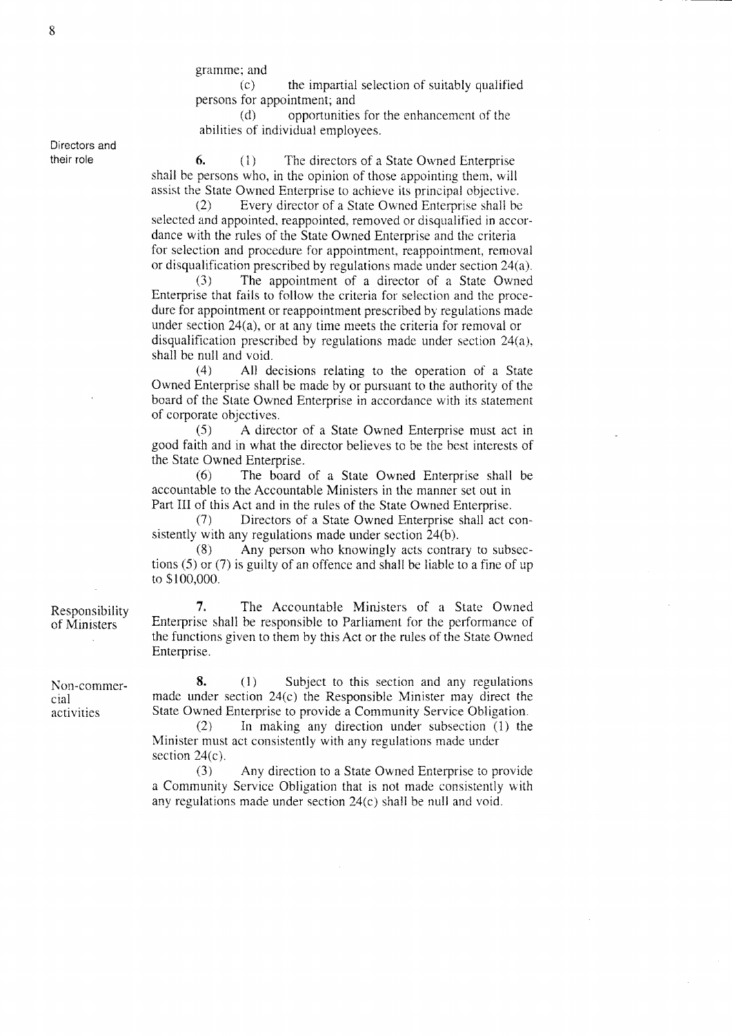gramme; and

(c) the impartial selection of suitably qualified persons for appointment; and

(d) opportunities for the enhancement of the abilities of individual employees.

**Directors and their role**

**6.** (1) The directors of a State Owned Enterprise shall be persons who, in the opinion of those appointing them, will assist the State Owned Enterprise to achieve its principal objective.

(2) Every director of a State Owned Enterprise shall be selected and appointed, reappointed, removed or disqualified in accordance with the rules of the State Owned Enterprise and the criteria for selection and procedure for appointment, reappointment, removal or disqualification prescribed by regulations made under section 24(a).

(3) The appointment of a director of a State Owned Enterprise that fails to follow the criteria for selection and the procedure for appointment or reappointment prescribed by regulations made under section 24(a), or at any time meets the criteria for removal or disqualification prescribed by regulations made under section 24(a), shall be null and void.

(4) All decisions relating to the operation of a State Owned Enterprise shall be made by or pursuant to the authority of the board of the State Owned Enterprise in accordance with its statement of corporate objectives.

(5) A director of a State Owned Enterprise must act in good faith and in what the director believes to be the best interests of the State Owned Enterprise.

(6) The board of a State Owned Enterprise shall be accountable to the Accountable Ministers in the manner set out in Part III of this Act and in the rules of the State Owned Enterprise.

(7) Directors of a State Owned Enterprise shall act consistently with any regulations made under section 24(b).

(8) Any person who knowingly acts contrary to subsections (5) or (7) is guilty of an offence and shall be liable to a fine of up to $100,000.

**Responsibility of Ministers**

**7.** The Accountable Ministers of a State Owned Enterprise shall be responsible to Parliament for the performance of the functions given to them by this Act or the rules of the State Owned Enterprise.

**Non-commercial activities**

**8.** (1) Subject to this section and any regulations made under section 24(c) the Responsible Minister may direct the State Owned Enterprise to provide a Community Service Obligation.

(2) In making any direction under subsection (1) the Minister must act consistently with any regulations made under section 24(c).

(3) Any direction to a State Owned Enterprise to provide a Community Service Obligation that is not made consistently with any regulations made under section 24(c) shall be null and void.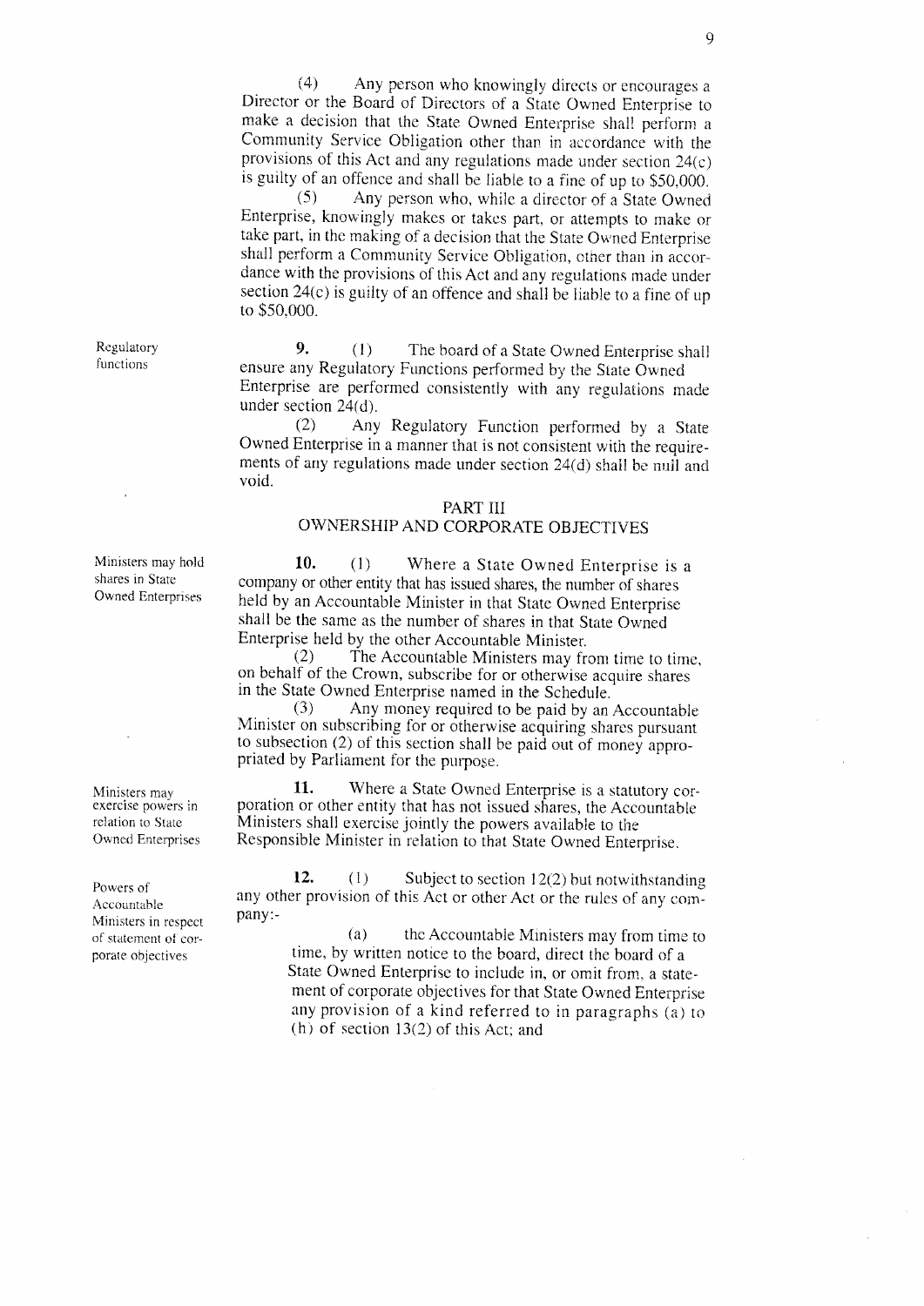(4) Any person who knowingly directs or encourages a Director or the Board of Directors of a State Owned Enterprise to make a decision that the State Owned Enterprise shall perform a Community Service Obligation other than in accordance with the provisions of this Act and any regulations made under section 24(c) is guilty of an offence and shall be liable to a fine of up to $50,000.

(5) Any person who, while a director of a State Owned Enterprise, knowingly makes or takes part, or attempts to make or take part, in the making of a decision that the State Owned Enterprise shall perform a Community Service Obligation, other than in accordance with the provisions of this Act and any regulations made under section 24(c) is guilty of an offence and shall be liable to a fine of up to $50,000.

*Regulatory functions*

**9.** (1) The board of a State Owned Enterprise shall ensure any Regulatory Functions performed by the State Owned Enterprise are performed consistently with any regulations made under section 24(d).

(2) Any Regulatory Function performed by a State Owned Enterprise in a manner that is not consistent with the requirements of any regulations made under section 24(d) shall be null and void.

## PART III
## OWNERSHIP AND CORPORATE OBJECTIVES

*Ministers may hold shares in State Owned Enterprises*

**10.** (1) Where a State Owned Enterprise is a company or other entity that has issued shares, the number of shares held by an Accountable Minister in that State Owned Enterprise shall be the same as the number of shares in that State Owned Enterprise held by the other Accountable Minister.

(2) The Accountable Ministers may from time to time, on behalf of the Crown, subscribe for or otherwise acquire shares in the State Owned Enterprise named in the Schedule.

(3) Any money required to be paid by an Accountable Minister on subscribing for or otherwise acquiring shares pursuant to subsection (2) of this section shall be paid out of money appropriated by Parliament for the purpose.

*Ministers may exercise powers in relation to State Owned Enterprises*

**11.** Where a State Owned Enterprise is a statutory corporation or other entity that has not issued shares, the Accountable Ministers shall exercise jointly the powers available to the Responsible Minister in relation to that State Owned Enterprise.

*Powers of Accountable Ministers in respect of statement of corporate objectives*

**12.** (1) Subject to section 12(2) but notwithstanding any other provision of this Act or other Act or the rules of any company:-

(a) the Accountable Ministers may from time to time, by written notice to the board, direct the board of a State Owned Enterprise to include in, or omit from, a statement of corporate objectives for that State Owned Enterprise any provision of a kind referred to in paragraphs (a) to (h) of section 13(2) of this Act; and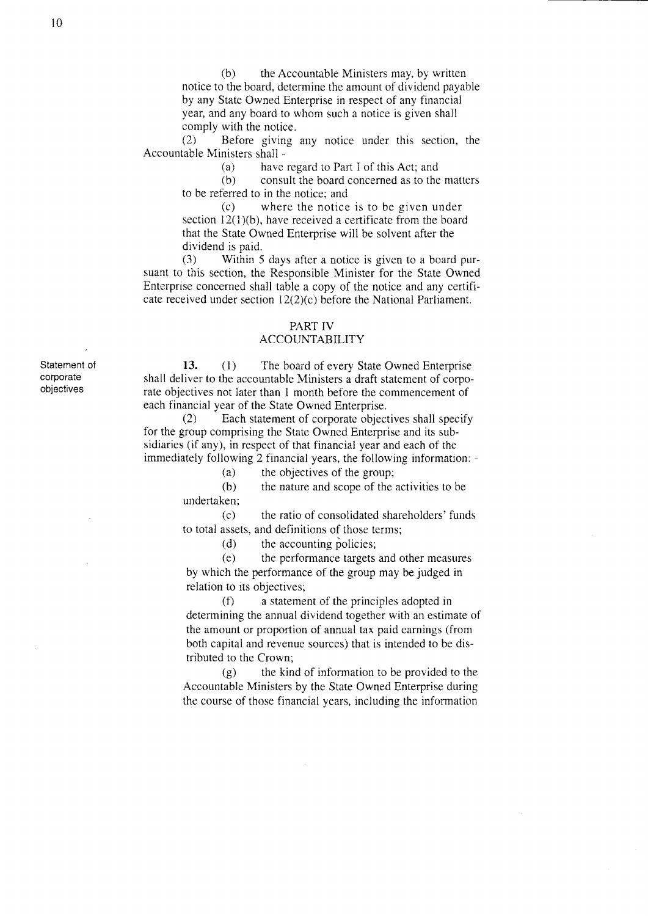(b) the Accountable Ministers may, by written notice to the board, determine the amount of dividend payable by any State Owned Enterprise in respect of any financial year, and any board to whom such a notice is given shall comply with the notice.

(2) Before giving any notice under this section, the Accountable Ministers shall -

(a) have regard to Part I of this Act; and

(b) consult the board concerned as to the matters to be referred to in the notice; and

(c) where the notice is to be given under section 12(1)(b), have received a certificate from the board that the State Owned Enterprise will be solvent after the dividend is paid.

(3) Within 5 days after a notice is given to a board pursuant to this section, the Responsible Minister for the State Owned Enterprise concerned shall table a copy of the notice and any certificate received under section 12(2)(c) before the National Parliament.

## PART IV
## ACCOUNTABILITY

*Statement of corporate objectives*

**13.** (1) The board of every State Owned Enterprise shall deliver to the accountable Ministers a draft statement of corporate objectives not later than 1 month before the commencement of each financial year of the State Owned Enterprise.

(2) Each statement of corporate objectives shall specify for the group comprising the State Owned Enterprise and its subsidiaries (if any), in respect of that financial year and each of the immediately following 2 financial years, the following information: -

(a) the objectives of the group;

(b) the nature and scope of the activities to be undertaken;

(c) the ratio of consolidated shareholders' funds to total assets, and definitions of those terms;

(d) the accounting policies;

(e) the performance targets and other measures by which the performance of the group may be judged in relation to its objectives;

(f) a statement of the principles adopted in determining the annual dividend together with an estimate of the amount or proportion of annual tax paid earnings (from both capital and revenue sources) that is intended to be distributed to the Crown;

(g) the kind of information to be provided to the Accountable Ministers by the State Owned Enterprise during the course of those financial years, including the information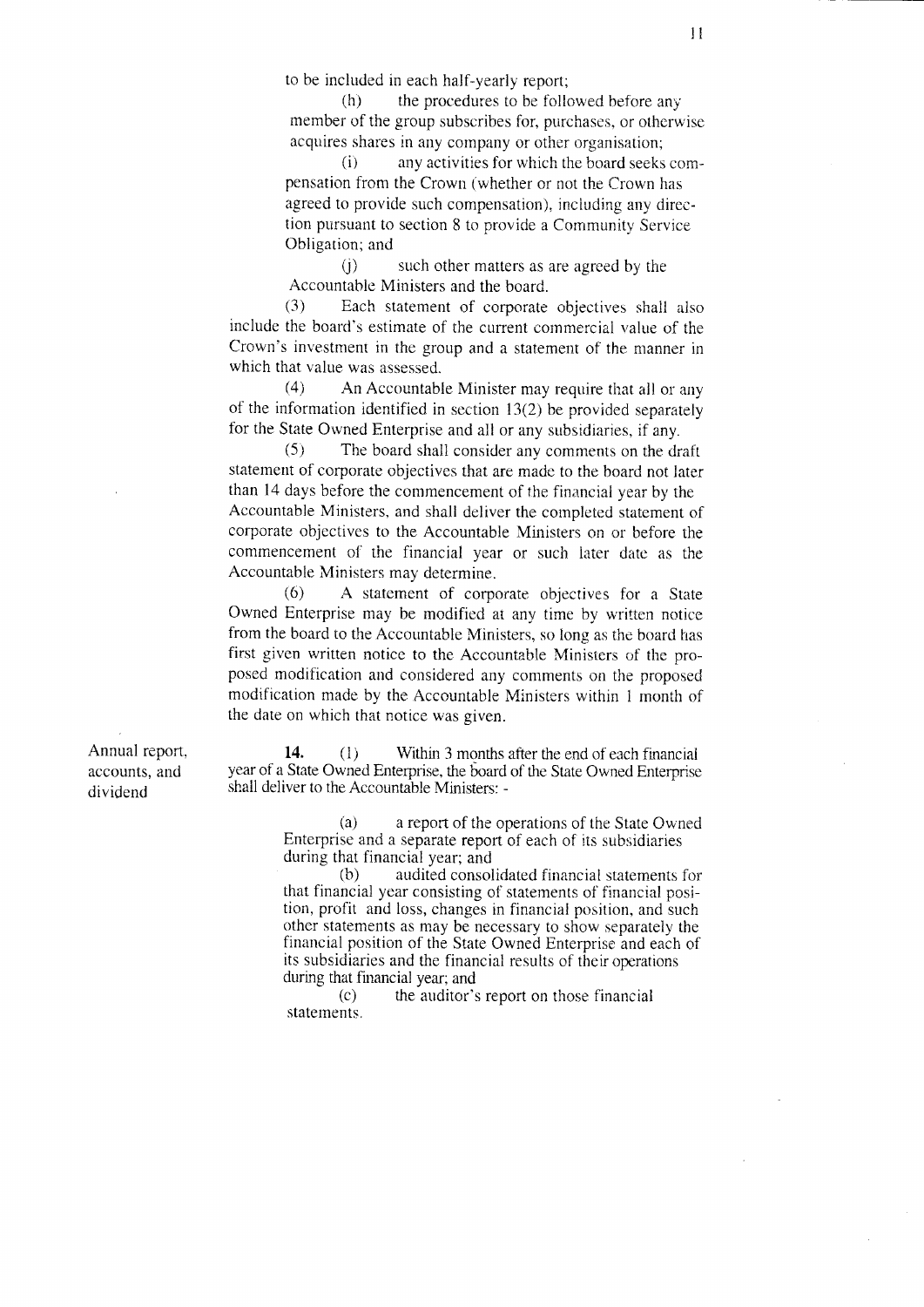to be included in each half-yearly report;

(h) the procedures to be followed before any member of the group subscribes for, purchases, or otherwise acquires shares in any company or other organisation;

(i) any activities for which the board seeks compensation from the Crown (whether or not the Crown has agreed to provide such compensation), including any direction pursuant to section 8 to provide a Community Service Obligation; and

(j) such other matters as are agreed by the Accountable Ministers and the board.

(3) Each statement of corporate objectives shall also include the board's estimate of the current commercial value of the Crown's investment in the group and a statement of the manner in which that value was assessed.

(4) An Accountable Minister may require that all or any of the information identified in section 13(2) be provided separately for the State Owned Enterprise and all or any subsidiaries, if any.

(5) The board shall consider any comments on the draft statement of corporate objectives that are made to the board not later than 14 days before the commencement of the financial year by the Accountable Ministers, and shall deliver the completed statement of corporate objectives to the Accountable Ministers on or before the commencement of the financial year or such later date as the Accountable Ministers may determine.

(6) A statement of corporate objectives for a State Owned Enterprise may be modified at any time by written notice from the board to the Accountable Ministers, so long as the board has first given written notice to the Accountable Ministers of the proposed modification and considered any comments on the proposed modification made by the Accountable Ministers within 1 month of the date on which that notice was given.

**Annual report, accounts, and dividend**

**14.** (1) Within 3 months after the end of each financial year of a State Owned Enterprise, the board of the State Owned Enterprise shall deliver to the Accountable Ministers: -

(a) a report of the operations of the State Owned Enterprise and a separate report of each of its subsidiaries during that financial year; and

(b) audited consolidated financial statements for that financial year consisting of statements of financial position, profit and loss, changes in financial position, and such other statements as may be necessary to show separately the financial position of the State Owned Enterprise and each of its subsidiaries and the financial results of their operations during that financial year; and

(c) the auditor's report on those financial statements.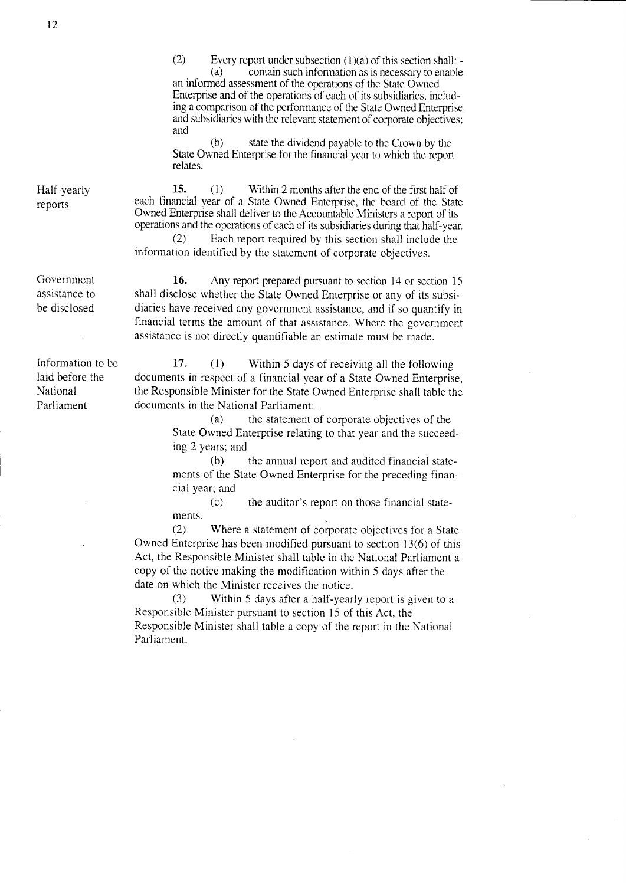(2) Every report under subsection (1)(a) of this section shall: -

(a) contain such information as is necessary to enable an informed assessment of the operations of the State Owned Enterprise and of the operations of each of its subsidiaries, including a comparison of the performance of the State Owned Enterprise and subsidiaries with the relevant statement of corporate objectives; and

(b) state the dividend payable to the Crown by the State Owned Enterprise for the financial year to which the report relates.

**Half-yearly reports**

**15.** (1) Within 2 months after the end of the first half of each financial year of a State Owned Enterprise, the board of the State Owned Enterprise shall deliver to the Accountable Ministers a report of its operations and the operations of each of its subsidiaries during that half-year.

(2) Each report required by this section shall include the information identified by the statement of corporate objectives.

**Government assistance to be disclosed**

**16.** Any report prepared pursuant to section 14 or section 15 shall disclose whether the State Owned Enterprise or any of its subsidiaries have received any government assistance, and if so quantify in financial terms the amount of that assistance. Where the government assistance is not directly quantifiable an estimate must be made.

**Information to be laid before the National Parliament**

**17.** (1) Within 5 days of receiving all the following documents in respect of a financial year of a State Owned Enterprise, the Responsible Minister for the State Owned Enterprise shall table the documents in the National Parliament: -

(a) the statement of corporate objectives of the State Owned Enterprise relating to that year and the succeeding 2 years; and

(b) the annual report and audited financial statements of the State Owned Enterprise for the preceding financial year; and

(c) the auditor's report on those financial statements.

(2) Where a statement of corporate objectives for a State Owned Enterprise has been modified pursuant to section 13(6) of this Act, the Responsible Minister shall table in the National Parliament a copy of the notice making the modification within 5 days after the date on which the Minister receives the notice.

(3) Within 5 days after a half-yearly report is given to a Responsible Minister pursuant to section 15 of this Act, the Responsible Minister shall table a copy of the report in the National Parliament.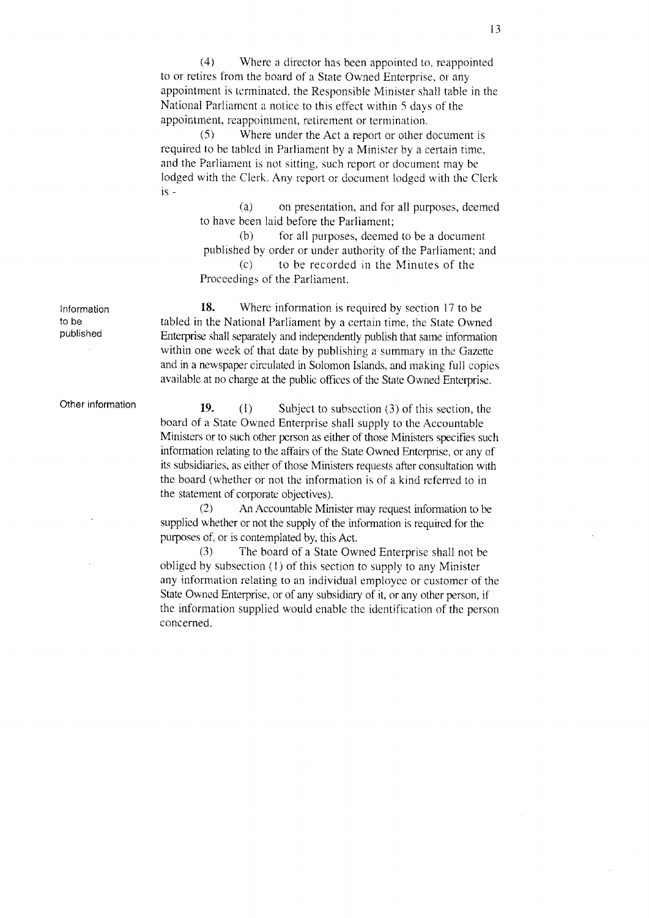(4) Where a director has been appointed to, reappointed to or retires from the board of a State Owned Enterprise, or any appointment is terminated, the Responsible Minister shall table in the National Parliament a notice to this effect within 5 days of the appointment, reappointment, retirement or termination.

(5) Where under the Act a report or other document is required to be tabled in Parliament by a Minister by a certain time, and the Parliament is not sitting, such report or document may be lodged with the Clerk. Any report or document lodged with the Clerk is -

(a) on presentation, and for all purposes, deemed to have been laid before the Parliament;

(b) for all purposes, deemed to be a document published by order or under authority of the Parliament; and

(c) to be recorded in the Minutes of the Proceedings of the Parliament.

*Information to be published*

**18.** Where information is required by section 17 to be tabled in the National Parliament by a certain time, the State Owned Enterprise shall separately and independently publish that same information within one week of that date by publishing a summary in the Gazette and in a newspaper circulated in Solomon Islands, and making full copies available at no charge at the public offices of the State Owned Enterprise.

*Other information*

**19.** (1) Subject to subsection (3) of this section, the board of a State Owned Enterprise shall supply to the Accountable Ministers or to such other person as either of those Ministers specifies such information relating to the affairs of the State Owned Enterprise, or any of its subsidiaries, as either of those Ministers requests after consultation with the board (whether or not the information is of a kind referred to in the statement of corporate objectives).

(2) An Accountable Minister may request information to be supplied whether or not the supply of the information is required for the purposes of, or is contemplated by, this Act.

(3) The board of a State Owned Enterprise shall not be obliged by subsection (1) of this section to supply to any Minister any information relating to an individual employee or customer of the State Owned Enterprise, or of any subsidiary of it, or any other person, if the information supplied would enable the identification of the person concerned.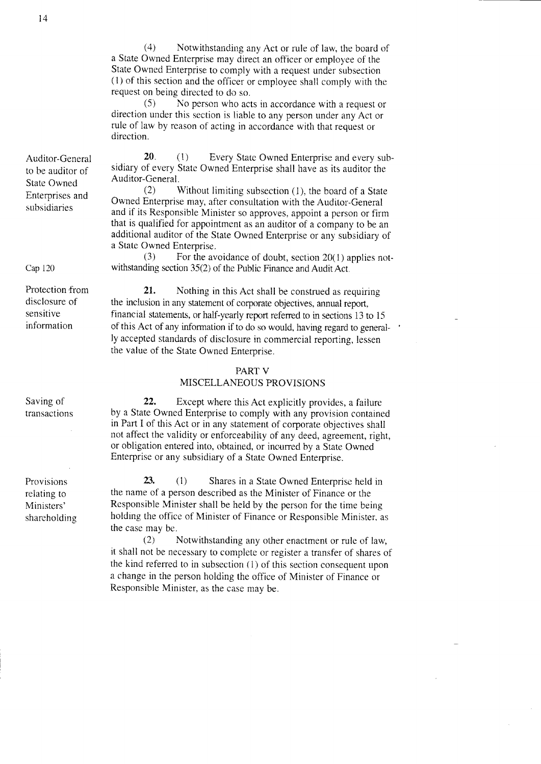(4) Notwithstanding any Act or rule of law, the board of a State Owned Enterprise may direct an officer or employee of the State Owned Enterprise to comply with a request under subsection (1) of this section and the officer or employee shall comply with the request on being directed to do so.

(5) No person who acts in accordance with a request or direction under this section is liable to any person under any Act or rule of law by reason of acting in accordance with that request or direction.

*Auditor-General to be auditor of State Owned Enterprises and subsidiaries*

**20.** (1) Every State Owned Enterprise and every subsidiary of every State Owned Enterprise shall have as its auditor the Auditor-General.

(2) Without limiting subsection (1), the board of a State Owned Enterprise may, after consultation with the Auditor-General and if its Responsible Minister so approves, appoint a person or firm that is qualified for appointment as an auditor of a company to be an additional auditor of the State Owned Enterprise or any subsidiary of a State Owned Enterprise.

*Cap 120*

(3) For the avoidance of doubt, section 20(1) applies notwithstanding section 35(2) of the Public Finance and Audit Act.

*Protection from disclosure of sensitive information*

**21.** Nothing in this Act shall be construed as requiring the inclusion in any statement of corporate objectives, annual report, financial statements, or half-yearly report referred to in sections 13 to 15 of this Act of any information if to do so would, having regard to generally accepted standards of disclosure in commercial reporting, lessen the value of the State Owned Enterprise.

## PART V
## MISCELLANEOUS PROVISIONS

*Saving of transactions*

**22.** Except where this Act explicitly provides, a failure by a State Owned Enterprise to comply with any provision contained in Part I of this Act or in any statement of corporate objectives shall not affect the validity or enforceability of any deed, agreement, right, or obligation entered into, obtained, or incurred by a State Owned Enterprise or any subsidiary of a State Owned Enterprise.

*Provisions relating to Ministers' shareholding*

**23.** (1) Shares in a State Owned Enterprise held in the name of a person described as the Minister of Finance or the Responsible Minister shall be held by the person for the time being holding the office of Minister of Finance or Responsible Minister, as the case may be.

(2) Notwithstanding any other enactment or rule of law, it shall not be necessary to complete or register a transfer of shares of the kind referred to in subsection (1) of this section consequent upon a change in the person holding the office of Minister of Finance or Responsible Minister, as the case may be.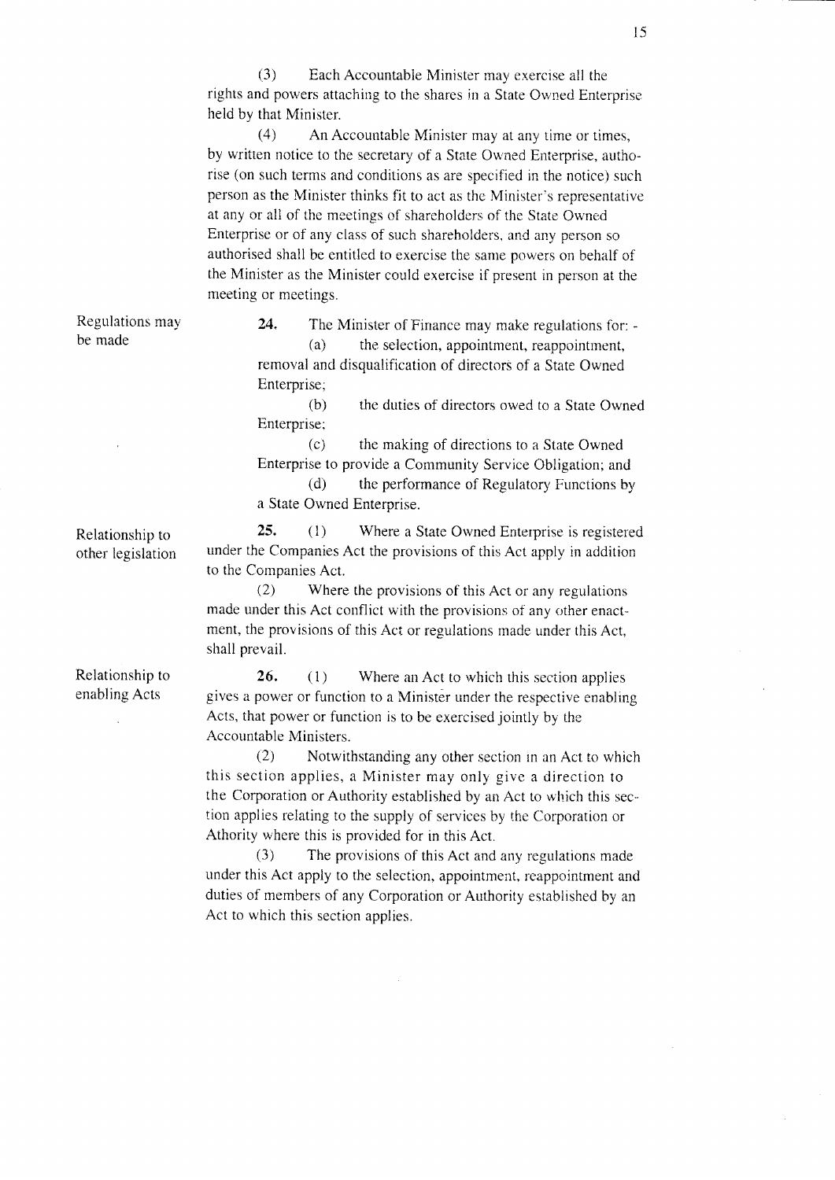(3) Each Accountable Minister may exercise all the rights and powers attaching to the shares in a State Owned Enterprise held by that Minister.

(4) An Accountable Minister may at any time or times, by written notice to the secretary of a State Owned Enterprise, authorise (on such terms and conditions as are specified in the notice) such person as the Minister thinks fit to act as the Minister's representative at any or all of the meetings of shareholders of the State Owned Enterprise or of any class of such shareholders, and any person so authorised shall be entitled to exercise the same powers on behalf of the Minister as the Minister could exercise if present in person at the meeting or meetings.

*Regulations may be made*

**24.** The Minister of Finance may make regulations for: -

(a) the selection, appointment, reappointment, removal and disqualification of directors of a State Owned Enterprise;

(b) the duties of directors owed to a State Owned Enterprise;

(c) the making of directions to a State Owned Enterprise to provide a Community Service Obligation; and

(d) the performance of Regulatory Functions by a State Owned Enterprise.

*Relationship to other legislation*

**25.** (1) Where a State Owned Enterprise is registered under the Companies Act the provisions of this Act apply in addition to the Companies Act.

(2) Where the provisions of this Act or any regulations made under this Act conflict with the provisions of any other enactment, the provisions of this Act or regulations made under this Act, shall prevail.

*Relationship to enabling Acts*

**26.** (1) Where an Act to which this section applies gives a power or function to a Minister under the respective enabling Acts, that power or function is to be exercised jointly by the Accountable Ministers.

(2) Notwithstanding any other section in an Act to which this section applies, a Minister may only give a direction to the Corporation or Authority established by an Act to which this section applies relating to the supply of services by the Corporation or Athority where this is provided for in this Act.

(3) The provisions of this Act and any regulations made under this Act apply to the selection, appointment, reappointment and duties of members of any Corporation or Authority established by an Act to which this section applies.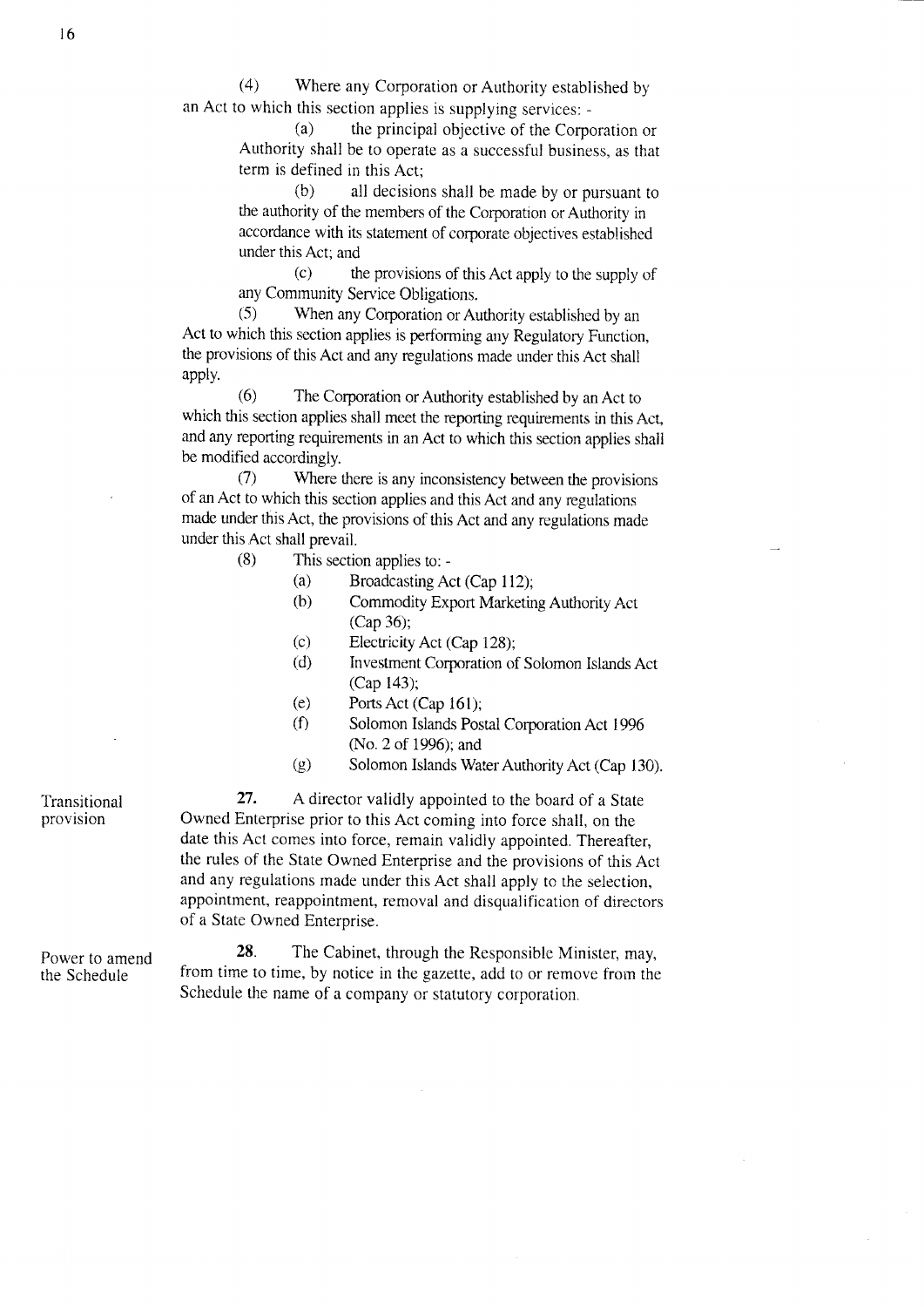(4) Where any Corporation or Authority established by an Act to which this section applies is supplying services: -

(a) the principal objective of the Corporation or Authority shall be to operate as a successful business, as that term is defined in this Act;

(b) all decisions shall be made by or pursuant to the authority of the members of the Corporation or Authority in accordance with its statement of corporate objectives established under this Act; and

(c) the provisions of this Act apply to the supply of any Community Service Obligations.

(5) When any Corporation or Authority established by an Act to which this section applies is performing any Regulatory Function, the provisions of this Act and any regulations made under this Act shall apply.

(6) The Corporation or Authority established by an Act to which this section applies shall meet the reporting requirements in this Act, and any reporting requirements in an Act to which this section applies shall be modified accordingly.

(7) Where there is any inconsistency between the provisions of an Act to which this section applies and this Act and any regulations made under this Act, the provisions of this Act and any regulations made under this Act shall prevail.

(8) This section applies to: -

(a) Broadcasting Act (Cap 112);

(b) Commodity Export Marketing Authority Act (Cap 36);

(c) Electricity Act (Cap 128);

(d) Investment Corporation of Solomon Islands Act (Cap 143);

(e) Ports Act (Cap 161);

(f) Solomon Islands Postal Corporation Act 1996 (No. 2 of 1996); and

(g) Solomon Islands Water Authority Act (Cap 130).

**Transitional provision**

**27.** A director validly appointed to the board of a State Owned Enterprise prior to this Act coming into force shall, on the date this Act comes into force, remain validly appointed. Thereafter, the rules of the State Owned Enterprise and the provisions of this Act and any regulations made under this Act shall apply to the selection, appointment, reappointment, removal and disqualification of directors of a State Owned Enterprise.

**Power to amend the Schedule**

**28.** The Cabinet, through the Responsible Minister, may, from time to time, by notice in the gazette, add to or remove from the Schedule the name of a company or statutory corporation.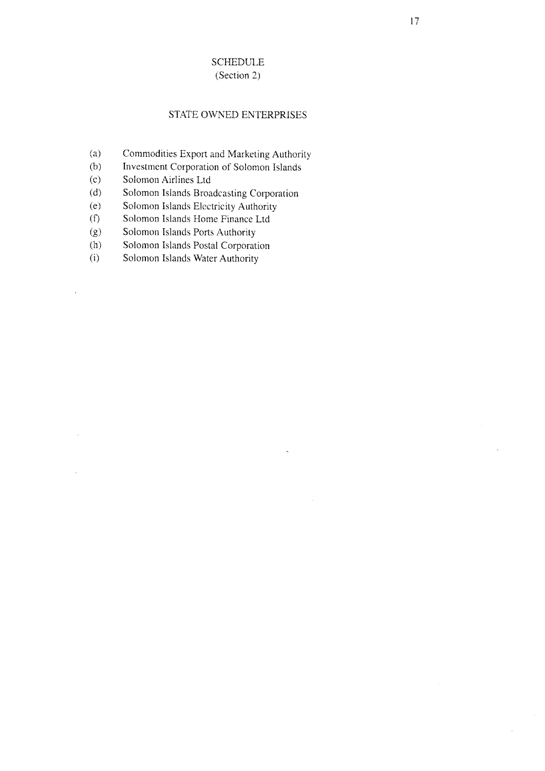# SCHEDULE

(Section 2)

## STATE OWNED ENTERPRISES

(a) Commodities Export and Marketing Authority
(b) Investment Corporation of Solomon Islands
(c) Solomon Airlines Ltd
(d) Solomon Islands Broadcasting Corporation
(e) Solomon Islands Electricity Authority
(f) Solomon Islands Home Finance Ltd
(g) Solomon Islands Ports Authority
(h) Solomon Islands Postal Corporation
(i) Solomon Islands Water Authority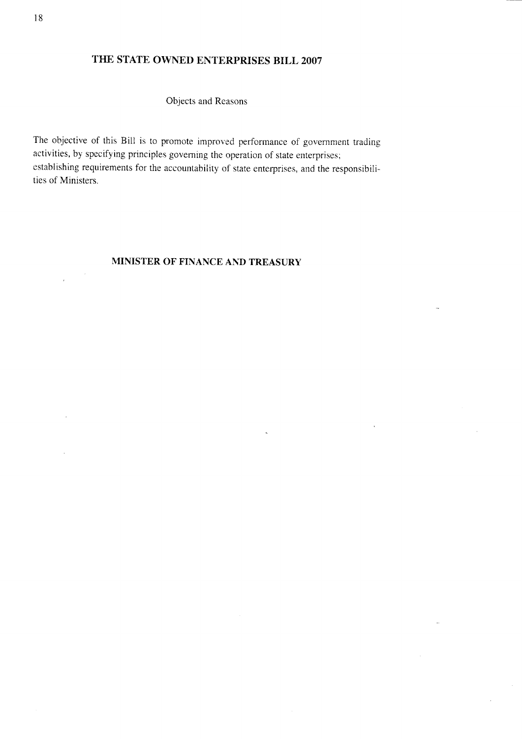# THE STATE OWNED ENTERPRISES BILL 2007

Objects and Reasons

The objective of this Bill is to promote improved performance of government trading activities, by specifying principles governing the operation of state enterprises; establishing requirements for the accountability of state enterprises, and the responsibilities of Ministers.

**MINISTER OF FINANCE AND TREASURY**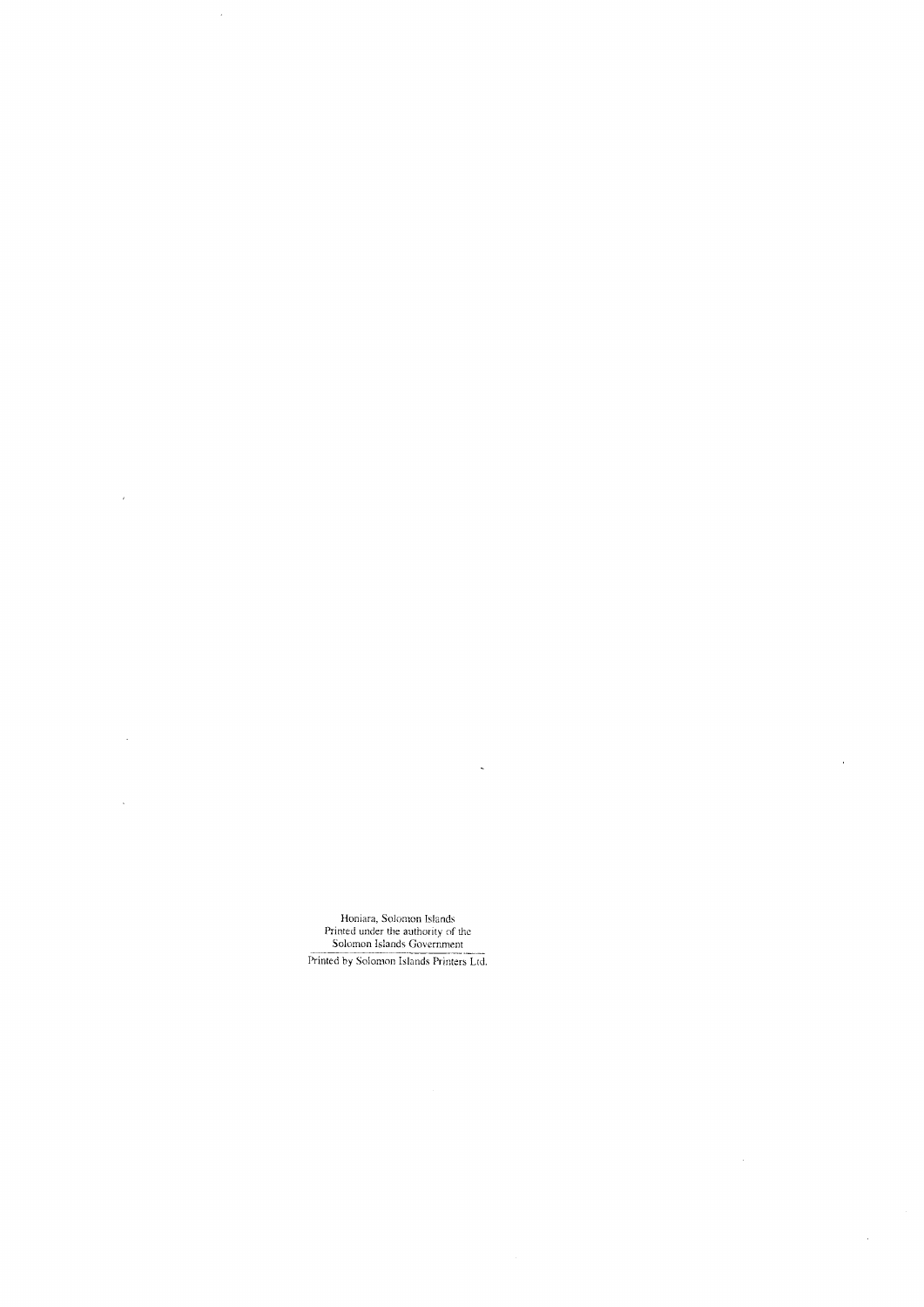Honiara, Solomon Islands
Printed under the authority of the
Solomon Islands Government

Printed by Solomon Islands Printers Ltd.